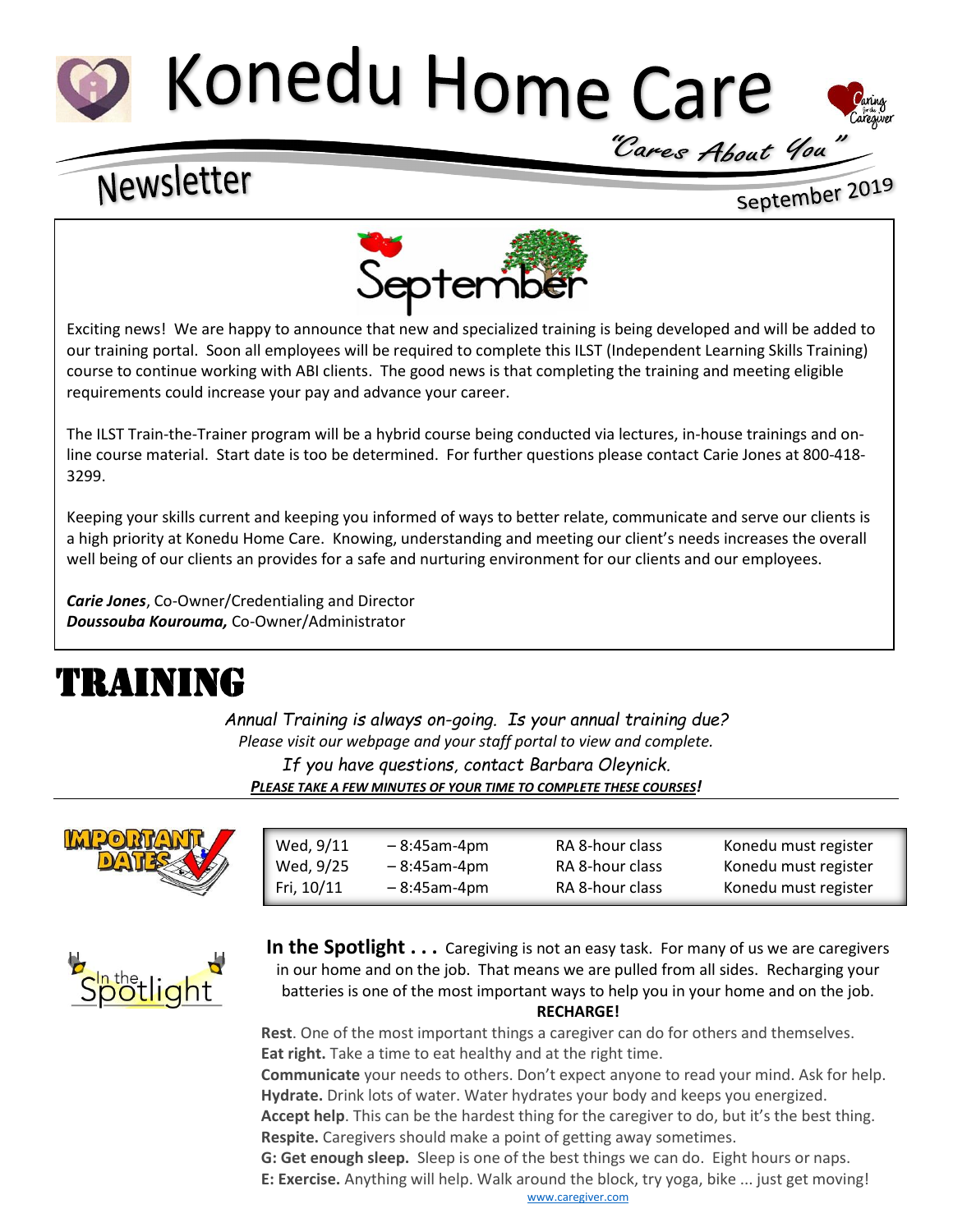# Konedu Home Care

*"Cares About You"*

## Newsletter

September 2019

September

Exciting news! We are happy to announce that new and specialized training is being developed and will be added to our training portal. Soon all employees will be required to complete this ILST (Independent Learning Skills Training) course to continue working with ABI clients. The good news is that completing the training and meeting eligible requirements could increase your pay and advance your career.

The ILST Train-the-Trainer program will be a hybrid course being conducted via lectures, in-house trainings and on-line course material. Start date is too be determined. For further questions please contact Carie Jones at 800-418-3299.

Keeping your skills current and keeping you informed of ways to better relate, communicate and serve our clients is a high priority at Konedu Home Care. Knowing, understanding and meeting our client's needs increases the overall well being of our clients an provides for a safe and nurturing environment for our clients and our employees.

***Carie Jones***, Co-Owner/Credentialing and Director
***Doussouba Kourouma,*** Co-Owner/Administrator

# TRAINING

*Annual Training is always on-going. Is your annual training due?*
*Please visit our webpage and your staff portal to view and complete.*
*If you have questions, contact Barbara Oleynick.*
***PLEASE TAKE A FEW MINUTES OF YOUR TIME TO COMPLETE THESE COURSES!***

IMPORTANT DATES

| | | | |
|---|---|---|---|
| Wed, 9/11 | – 8:45am-4pm | RA 8-hour class | Konedu must register |
| Wed, 9/25 | – 8:45am-4pm | RA 8-hour class | Konedu must register |
| Fri, 10/11 | – 8:45am-4pm | RA 8-hour class | Konedu must register |

**In the Spotlight . . .** Caregiving is not an easy task. For many of us we are caregivers in our home and on the job. That means we are pulled from all sides. Recharging your batteries is one of the most important ways to help you in your home and on the job.

**RECHARGE!**

**Rest**. One of the most important things a caregiver can do for others and themselves.
**Eat right.** Take a time to eat healthy and at the right time.
**Communicate** your needs to others. Don't expect anyone to read your mind. Ask for help.
**Hydrate.** Drink lots of water. Water hydrates your body and keeps you energized.
**Accept help**. This can be the hardest thing for the caregiver to do, but it's the best thing.
**Respite.** Caregivers should make a point of getting away sometimes.
**G: Get enough sleep.** Sleep is one of the best things we can do. Eight hours or naps.
**E: Exercise.** Anything will help. Walk around the block, try yoga, bike ... just get moving!

www.caregiver.com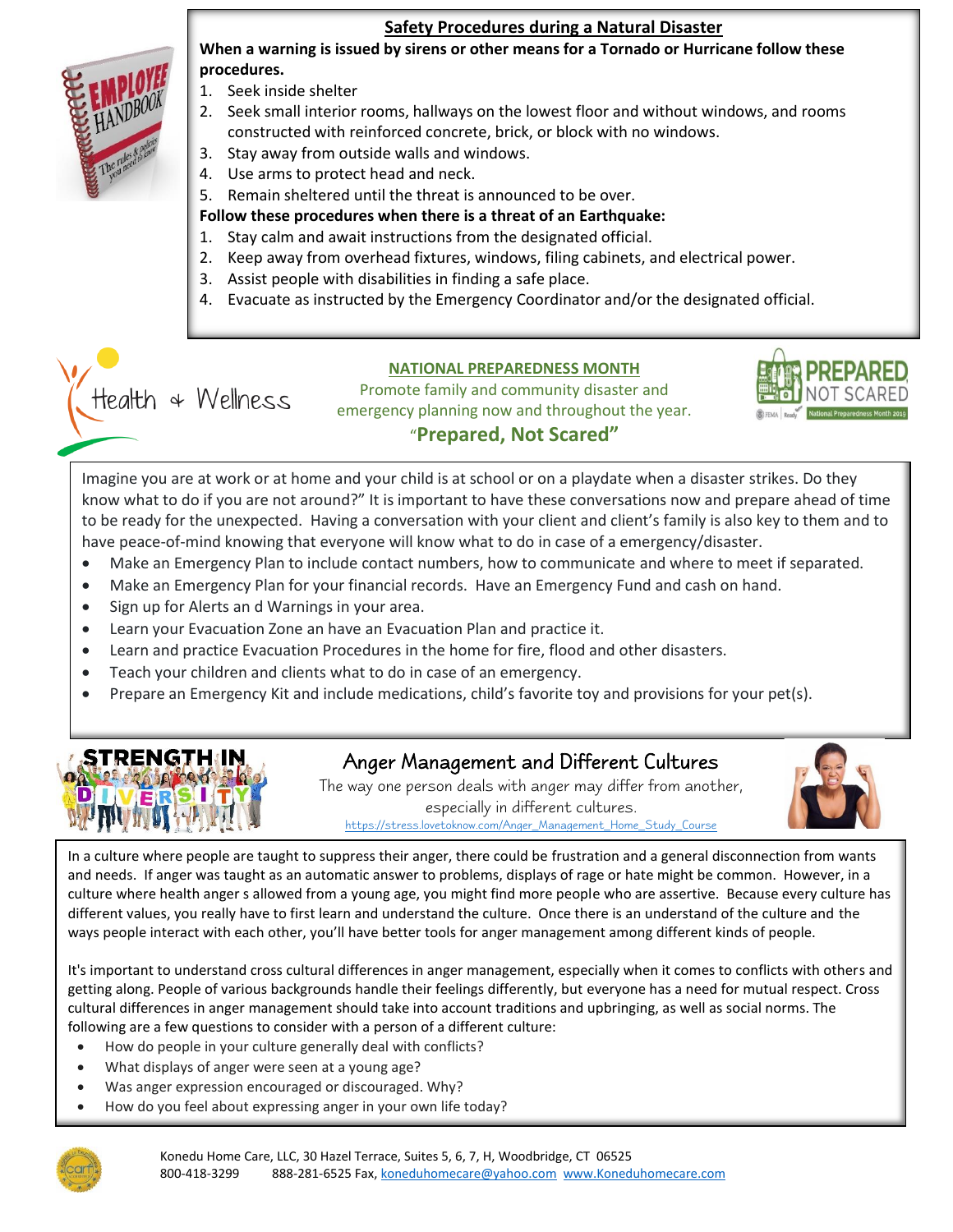## Safety Procedures during a Natural Disaster

**When a warning is issued by sirens or other means for a Tornado or Hurricane follow these procedures.**

1. Seek inside shelter
2. Seek small interior rooms, hallways on the lowest floor and without windows, and rooms constructed with reinforced concrete, brick, or block with no windows.
3. Stay away from outside walls and windows.
4. Use arms to protect head and neck.
5. Remain sheltered until the threat is announced to be over.

**Follow these procedures when there is a threat of an Earthquake:**

1. Stay calm and await instructions from the designated official.
2. Keep away from overhead fixtures, windows, filing cabinets, and electrical power.
3. Assist people with disabilities in finding a safe place.
4. Evacuate as instructed by the Emergency Coordinator and/or the designated official.

## Health & Wellness

### NATIONAL PREPAREDNESS MONTH

Promote family and community disaster and emergency planning now and throughout the year.

**"Prepared, Not Scared"**

Imagine you are at work or at home and your child is at school or on a playdate when a disaster strikes. Do they know what to do if you are not around?" It is important to have these conversations now and prepare ahead of time to be ready for the unexpected. Having a conversation with your client and client's family is also key to them and to have peace-of-mind knowing that everyone will know what to do in case of a emergency/disaster.

- Make an Emergency Plan to include contact numbers, how to communicate and where to meet if separated.
- Make an Emergency Plan for your financial records. Have an Emergency Fund and cash on hand.
- Sign up for Alerts an d Warnings in your area.
- Learn your Evacuation Zone an have an Evacuation Plan and practice it.
- Learn and practice Evacuation Procedures in the home for fire, flood and other disasters.
- Teach your children and clients what to do in case of an emergency.
- Prepare an Emergency Kit and include medications, child's favorite toy and provisions for your pet(s).

## Anger Management and Different Cultures

The way one person deals with anger may differ from another, especially in different cultures.

https://stress.lovetoknow.com/Anger_Management_Home_Study_Course

In a culture where people are taught to suppress their anger, there could be frustration and a general disconnection from wants and needs. If anger was taught as an automatic answer to problems, displays of rage or hate might be common. However, in a culture where health anger s allowed from a young age, you might find more people who are assertive. Because every culture has different values, you really have to first learn and understand the culture. Once there is an understand of the culture and the ways people interact with each other, you'll have better tools for anger management among different kinds of people.

It's important to understand cross cultural differences in anger management, especially when it comes to conflicts with others and getting along. People of various backgrounds handle their feelings differently, but everyone has a need for mutual respect. Cross cultural differences in anger management should take into account traditions and upbringing, as well as social norms. The following are a few questions to consider with a person of a different culture:

- How do people in your culture generally deal with conflicts?
- What displays of anger were seen at a young age?
- Was anger expression encouraged or discouraged. Why?
- How do you feel about expressing anger in your own life today?

Konedu Home Care, LLC, 30 Hazel Terrace, Suites 5, 6, 7, H, Woodbridge, CT 06525
800-418-3299 888-281-6525 Fax, koneduhomecare@yahoo.com www.Koneduhomecare.com